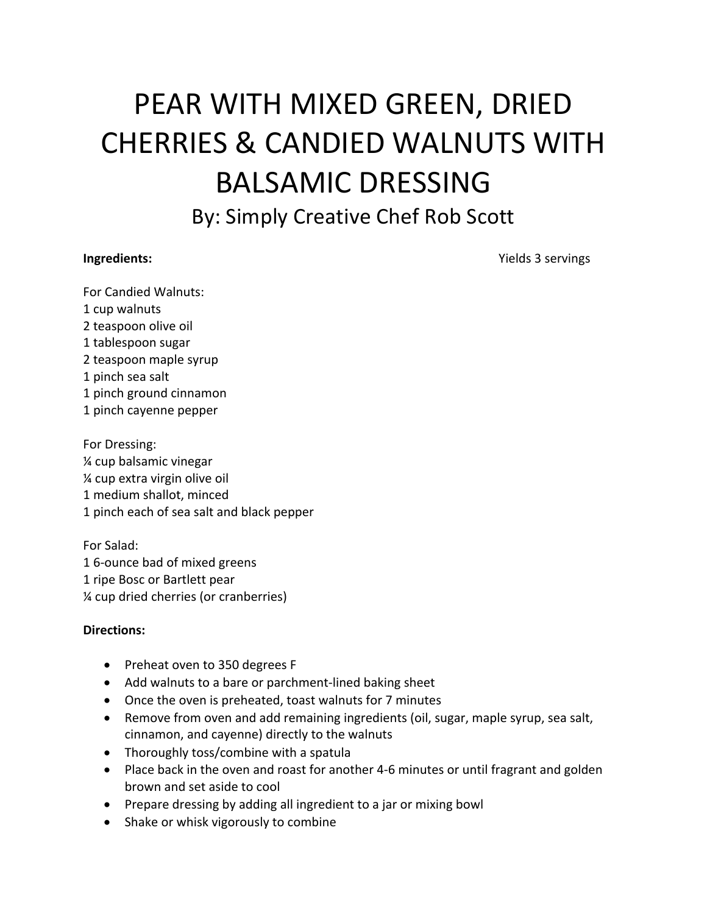# PEAR WITH MIXED GREEN, DRIED CHERRIES & CANDIED WALNUTS WITH BALSAMIC DRESSING

## By: Simply Creative Chef Rob Scott

**Ingredients:** Yields 3 servings

For Candied Walnuts:
1 cup walnuts
2 teaspoon olive oil
1 tablespoon sugar
2 teaspoon maple syrup
1 pinch sea salt
1 pinch ground cinnamon
1 pinch cayenne pepper

For Dressing:
¼ cup balsamic vinegar
¼ cup extra virgin olive oil
1 medium shallot, minced
1 pinch each of sea salt and black pepper

For Salad:
1 6-ounce bad of mixed greens
1 ripe Bosc or Bartlett pear
¼ cup dried cherries (or cranberries)

**Directions:**

- Preheat oven to 350 degrees F
- Add walnuts to a bare or parchment-lined baking sheet
- Once the oven is preheated, toast walnuts for 7 minutes
- Remove from oven and add remaining ingredients (oil, sugar, maple syrup, sea salt, cinnamon, and cayenne) directly to the walnuts
- Thoroughly toss/combine with a spatula
- Place back in the oven and roast for another 4-6 minutes or until fragrant and golden brown and set aside to cool
- Prepare dressing by adding all ingredient to a jar or mixing bowl
- Shake or whisk vigorously to combine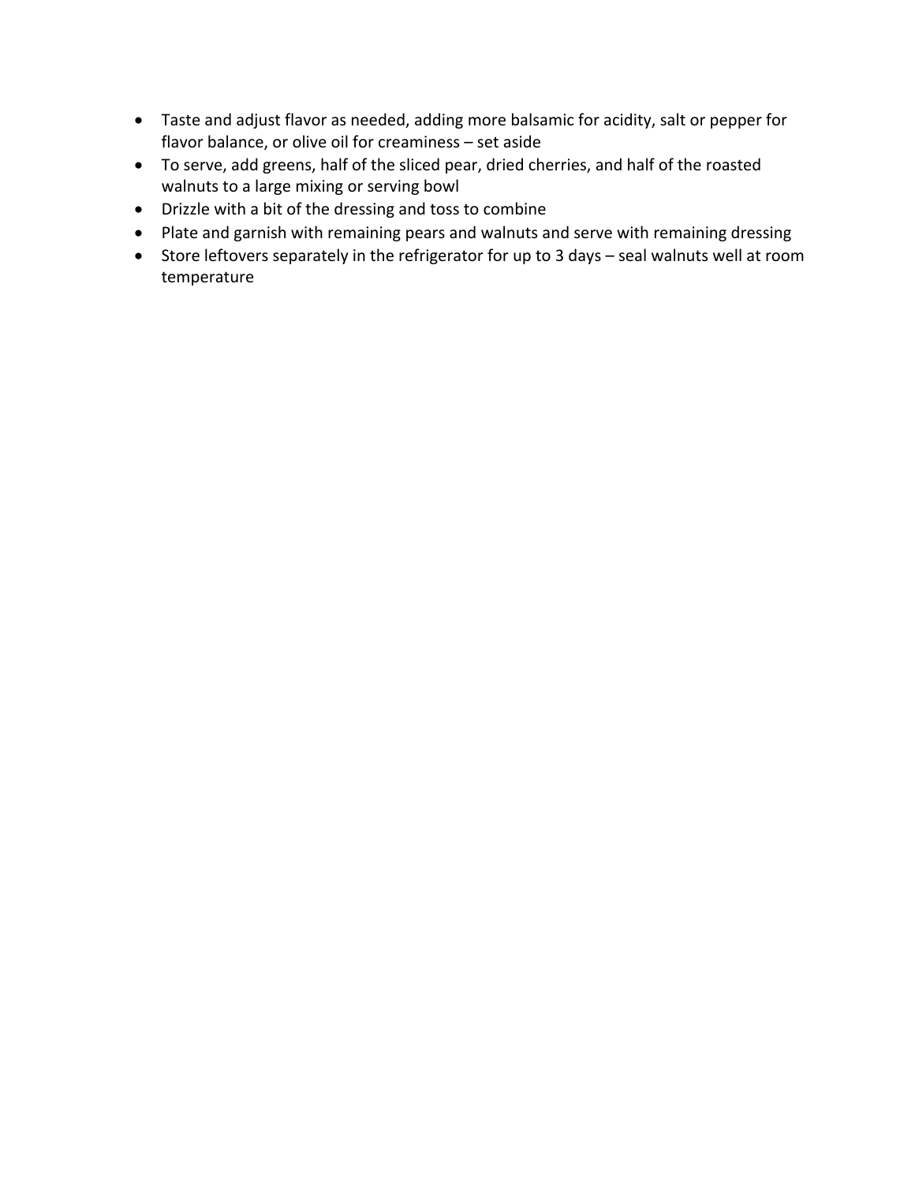- Taste and adjust flavor as needed, adding more balsamic for acidity, salt or pepper for flavor balance, or olive oil for creaminess – set aside
- To serve, add greens, half of the sliced pear, dried cherries, and half of the roasted walnuts to a large mixing or serving bowl
- Drizzle with a bit of the dressing and toss to combine
- Plate and garnish with remaining pears and walnuts and serve with remaining dressing
- Store leftovers separately in the refrigerator for up to 3 days – seal walnuts well at room temperature